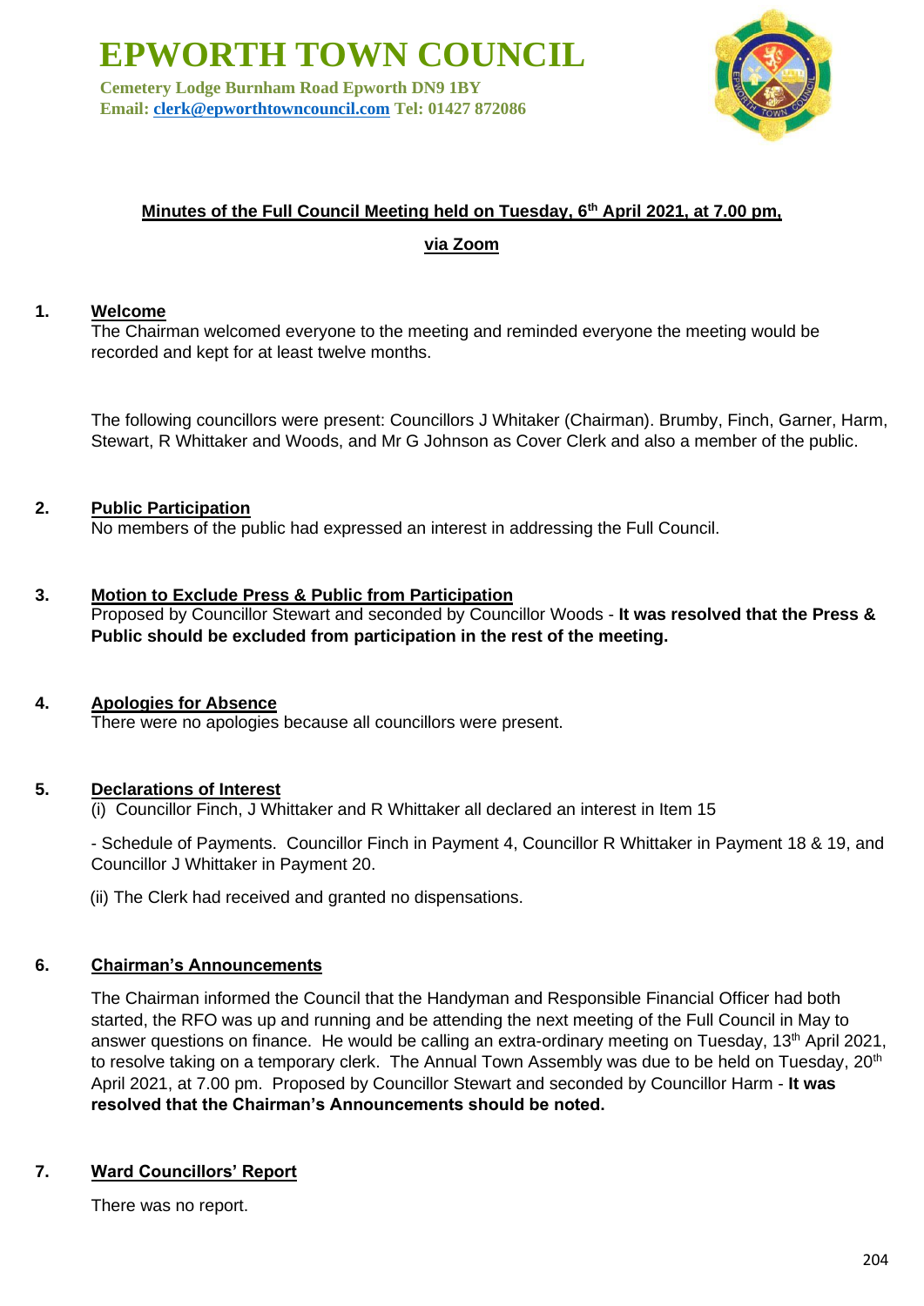# EPWORTH TOWN COUNCIL

**Cemetery Lodge Burnham Road Epworth DN9 1BY**
**Email: clerk@epworthtowncouncil.com Tel: 01427 872086**

## Minutes of the Full Council Meeting held on Tuesday, 6th April 2021, at 7.00 pm, via Zoom

**1. Welcome**

The Chairman welcomed everyone to the meeting and reminded everyone the meeting would be recorded and kept for at least twelve months.

The following councillors were present: Councillors J Whitaker (Chairman). Brumby, Finch, Garner, Harm, Stewart, R Whittaker and Woods, and Mr G Johnson as Cover Clerk and also a member of the public.

**2. Public Participation**

No members of the public had expressed an interest in addressing the Full Council.

**3. Motion to Exclude Press & Public from Participation**

Proposed by Councillor Stewart and seconded by Councillor Woods - **It was resolved that the Press & Public should be excluded from participation in the rest of the meeting.**

**4. Apologies for Absence**

There were no apologies because all councillors were present.

**5. Declarations of Interest**

(i) Councillor Finch, J Whittaker and R Whittaker all declared an interest in Item 15

- Schedule of Payments. Councillor Finch in Payment 4, Councillor R Whittaker in Payment 18 & 19, and Councillor J Whittaker in Payment 20.

(ii) The Clerk had received and granted no dispensations.

**6. Chairman's Announcements**

The Chairman informed the Council that the Handyman and Responsible Financial Officer had both started, the RFO was up and running and be attending the next meeting of the Full Council in May to answer questions on finance. He would be calling an extra-ordinary meeting on Tuesday, 13th April 2021, to resolve taking on a temporary clerk. The Annual Town Assembly was due to be held on Tuesday, 20th April 2021, at 7.00 pm. Proposed by Councillor Stewart and seconded by Councillor Harm - **It was resolved that the Chairman's Announcements should be noted.**

**7. Ward Councillors' Report**

There was no report.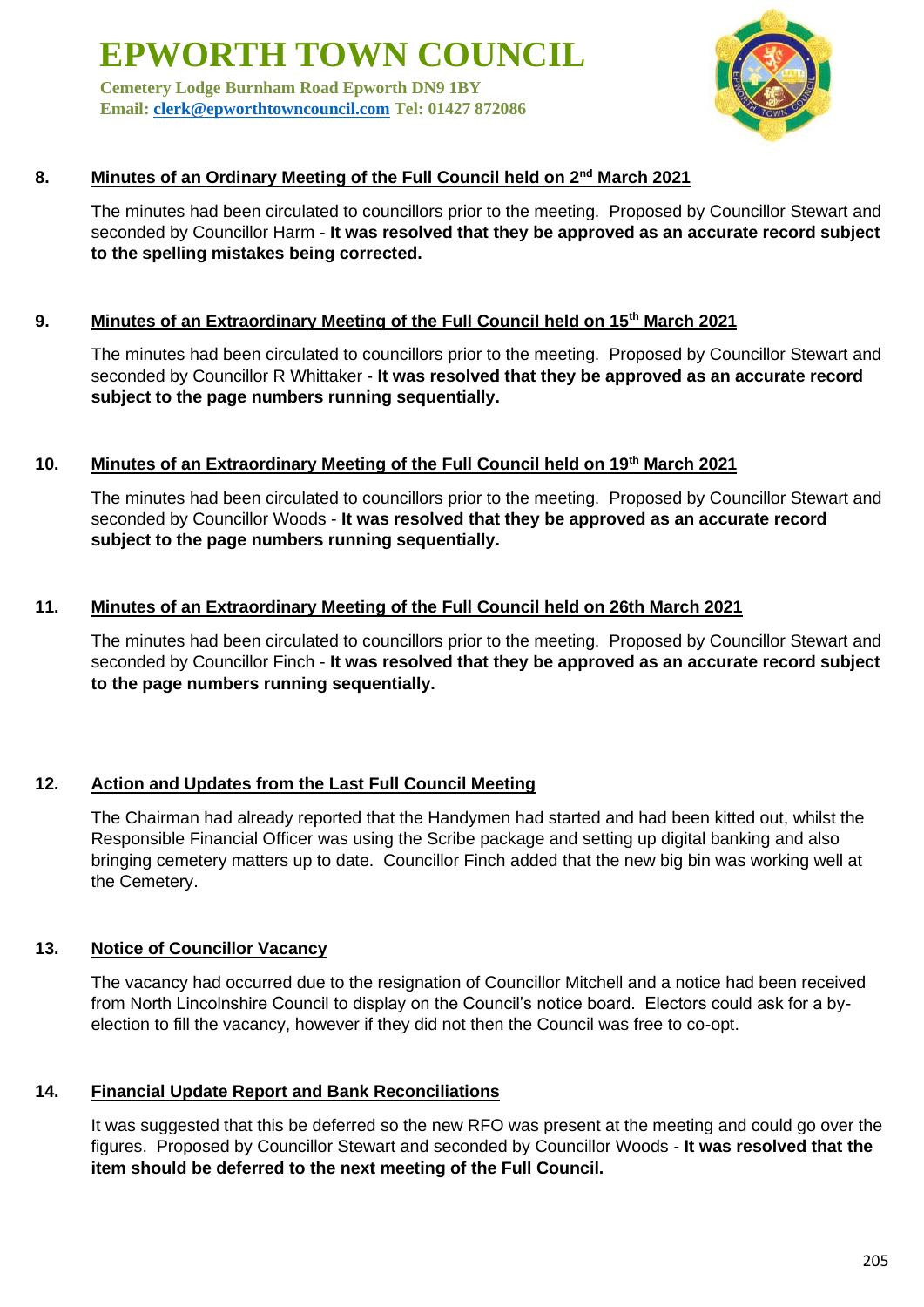# EPWORTH TOWN COUNCIL

**Cemetery Lodge Burnham Road Epworth DN9 1BY**
**Email: clerk@epworthtowncouncil.com Tel: 01427 872086**

**8. Minutes of an Ordinary Meeting of the Full Council held on 2nd March 2021**

The minutes had been circulated to councillors prior to the meeting. Proposed by Councillor Stewart and seconded by Councillor Harm - **It was resolved that they be approved as an accurate record subject to the spelling mistakes being corrected.**

**9. Minutes of an Extraordinary Meeting of the Full Council held on 15th March 2021**

The minutes had been circulated to councillors prior to the meeting. Proposed by Councillor Stewart and seconded by Councillor R Whittaker - **It was resolved that they be approved as an accurate record subject to the page numbers running sequentially.**

**10. Minutes of an Extraordinary Meeting of the Full Council held on 19th March 2021**

The minutes had been circulated to councillors prior to the meeting. Proposed by Councillor Stewart and seconded by Councillor Woods - **It was resolved that they be approved as an accurate record subject to the page numbers running sequentially.**

**11. Minutes of an Extraordinary Meeting of the Full Council held on 26th March 2021**

The minutes had been circulated to councillors prior to the meeting. Proposed by Councillor Stewart and seconded by Councillor Finch - **It was resolved that they be approved as an accurate record subject to the page numbers running sequentially.**

**12. Action and Updates from the Last Full Council Meeting**

The Chairman had already reported that the Handymen had started and had been kitted out, whilst the Responsible Financial Officer was using the Scribe package and setting up digital banking and also bringing cemetery matters up to date. Councillor Finch added that the new big bin was working well at the Cemetery.

**13. Notice of Councillor Vacancy**

The vacancy had occurred due to the resignation of Councillor Mitchell and a notice had been received from North Lincolnshire Council to display on the Council's notice board. Electors could ask for a by-election to fill the vacancy, however if they did not then the Council was free to co-opt.

**14. Financial Update Report and Bank Reconciliations**

It was suggested that this be deferred so the new RFO was present at the meeting and could go over the figures. Proposed by Councillor Stewart and seconded by Councillor Woods - **It was resolved that the item should be deferred to the next meeting of the Full Council.**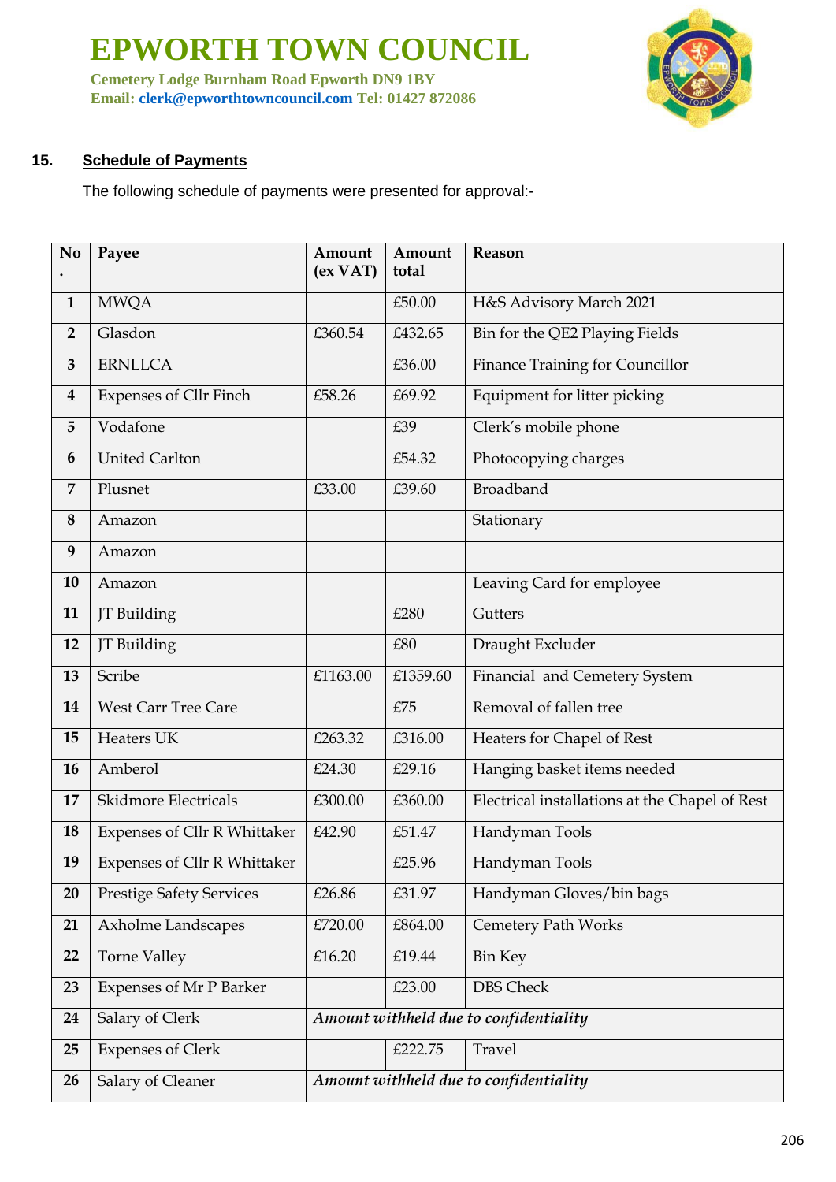# EPWORTH TOWN COUNCIL

**Cemetery Lodge Burnham Road Epworth DN9 1BY**
**Email: clerk@epworthtowncouncil.com Tel: 01427 872086**

**15. Schedule of Payments**

The following schedule of payments were presented for approval:-

| No. | Payee | Amount (ex VAT) | Amount total | Reason |
|---|---|---|---|---|
| 1 | MWQA | | £50.00 | H&S Advisory March 2021 |
| 2 | Glasdon | £360.54 | £432.65 | Bin for the QE2 Playing Fields |
| 3 | ERNLLCA | | £36.00 | Finance Training for Councillor |
| 4 | Expenses of Cllr Finch | £58.26 | £69.92 | Equipment for litter picking |
| 5 | Vodafone | | £39 | Clerk's mobile phone |
| 6 | United Carlton | | £54.32 | Photocopying charges |
| 7 | Plusnet | £33.00 | £39.60 | Broadband |
| 8 | Amazon | | | Stationary |
| 9 | Amazon | | | |
| 10 | Amazon | | | Leaving Card for employee |
| 11 | JT Building | | £280 | Gutters |
| 12 | JT Building | | £80 | Draught Excluder |
| 13 | Scribe | £1163.00 | £1359.60 | Financial and Cemetery System |
| 14 | West Carr Tree Care | | £75 | Removal of fallen tree |
| 15 | Heaters UK | £263.32 | £316.00 | Heaters for Chapel of Rest |
| 16 | Amberol | £24.30 | £29.16 | Hanging basket items needed |
| 17 | Skidmore Electricals | £300.00 | £360.00 | Electrical installations at the Chapel of Rest |
| 18 | Expenses of Cllr R Whittaker | £42.90 | £51.47 | Handyman Tools |
| 19 | Expenses of Cllr R Whittaker | | £25.96 | Handyman Tools |
| 20 | Prestige Safety Services | £26.86 | £31.97 | Handyman Gloves/bin bags |
| 21 | Axholme Landscapes | £720.00 | £864.00 | Cemetery Path Works |
| 22 | Torne Valley | £16.20 | £19.44 | Bin Key |
| 23 | Expenses of Mr P Barker | | £23.00 | DBS Check |
| 24 | Salary of Clerk | *Amount withheld due to confidentiality* | | |
| 25 | Expenses of Clerk | | £222.75 | Travel |
| 26 | Salary of Cleaner | *Amount withheld due to confidentiality* | | |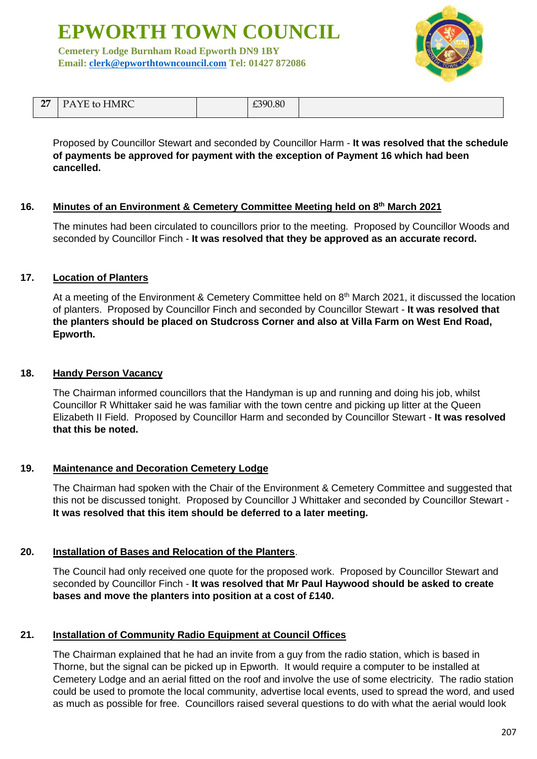| 27 | PAYE to HMRC | | £390.80 | |
|---|---|---|---|---|

Proposed by Councillor Stewart and seconded by Councillor Harm - **It was resolved that the schedule of payments be approved for payment with the exception of Payment 16 which had been cancelled.**

## 16. Minutes of an Environment & Cemetery Committee Meeting held on 8th March 2021

The minutes had been circulated to councillors prior to the meeting. Proposed by Councillor Woods and seconded by Councillor Finch - **It was resolved that they be approved as an accurate record.**

## 17. Location of Planters

At a meeting of the Environment & Cemetery Committee held on 8th March 2021, it discussed the location of planters. Proposed by Councillor Finch and seconded by Councillor Stewart - **It was resolved that the planters should be placed on Studcross Corner and also at Villa Farm on West End Road, Epworth.**

## 18. Handy Person Vacancy

The Chairman informed councillors that the Handyman is up and running and doing his job, whilst Councillor R Whittaker said he was familiar with the town centre and picking up litter at the Queen Elizabeth II Field. Proposed by Councillor Harm and seconded by Councillor Stewart - **It was resolved that this be noted.**

## 19. Maintenance and Decoration Cemetery Lodge

The Chairman had spoken with the Chair of the Environment & Cemetery Committee and suggested that this not be discussed tonight. Proposed by Councillor J Whittaker and seconded by Councillor Stewart - **It was resolved that this item should be deferred to a later meeting.**

## 20. Installation of Bases and Relocation of the Planters.

The Council had only received one quote for the proposed work. Proposed by Councillor Stewart and seconded by Councillor Finch - **It was resolved that Mr Paul Haywood should be asked to create bases and move the planters into position at a cost of £140.**

## 21. Installation of Community Radio Equipment at Council Offices

The Chairman explained that he had an invite from a guy from the radio station, which is based in Thorne, but the signal can be picked up in Epworth. It would require a computer to be installed at Cemetery Lodge and an aerial fitted on the roof and involve the use of some electricity. The radio station could be used to promote the local community, advertise local events, used to spread the word, and used as much as possible for free. Councillors raised several questions to do with what the aerial would look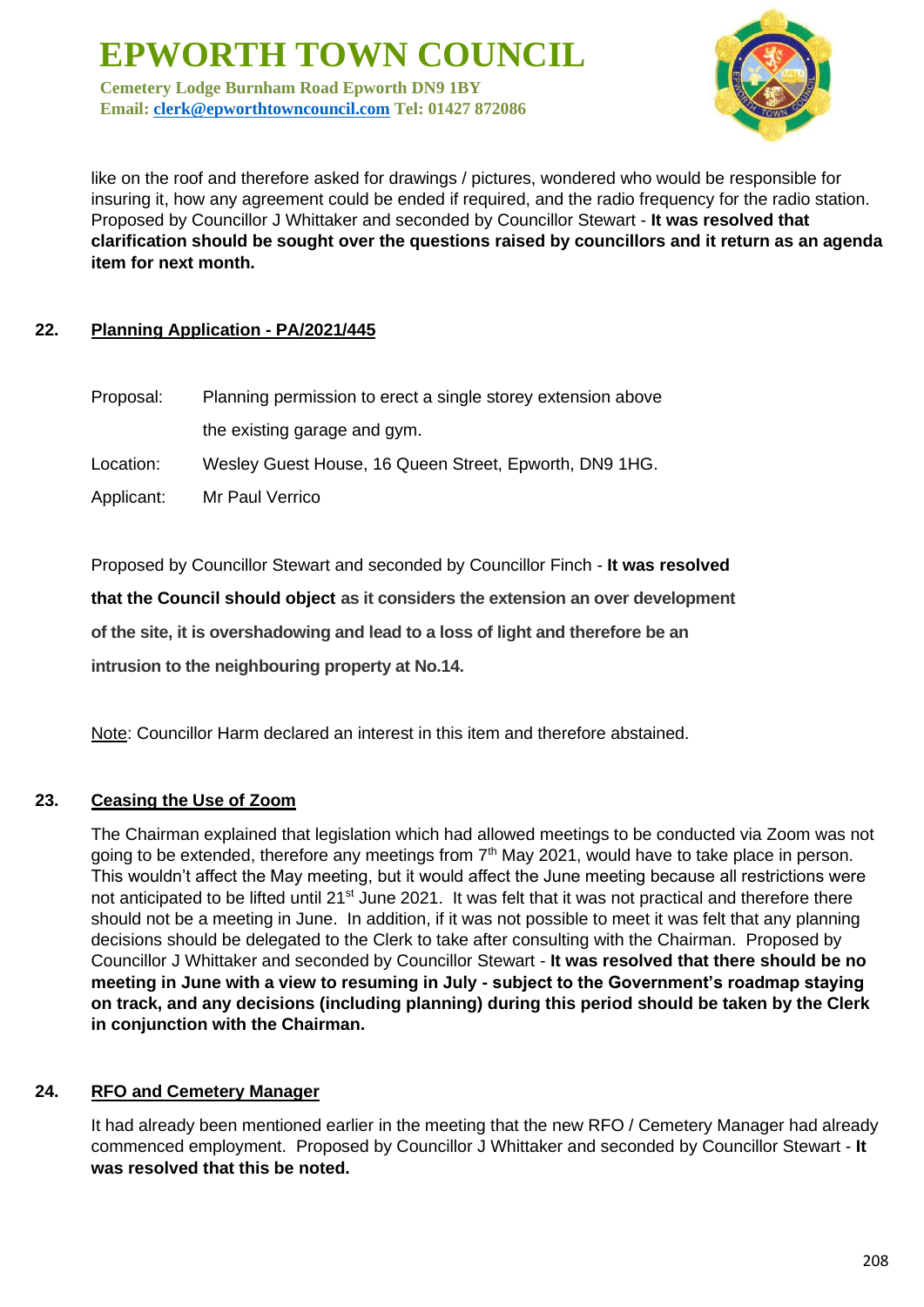like on the roof and therefore asked for drawings / pictures, wondered who would be responsible for insuring it, how any agreement could be ended if required, and the radio frequency for the radio station. Proposed by Councillor J Whittaker and seconded by Councillor Stewart - **It was resolved that clarification should be sought over the questions raised by councillors and it return as an agenda item for next month.**

## 22. Planning Application - PA/2021/445

Proposal: Planning permission to erect a single storey extension above the existing garage and gym.

Location: Wesley Guest House, 16 Queen Street, Epworth, DN9 1HG.

Applicant: Mr Paul Verrico

Proposed by Councillor Stewart and seconded by Councillor Finch - **It was resolved that the Council should object as it considers the extension an over development of the site, it is overshadowing and lead to a loss of light and therefore be an intrusion to the neighbouring property at No.14.**

Note: Councillor Harm declared an interest in this item and therefore abstained.

## 23. Ceasing the Use of Zoom

The Chairman explained that legislation which had allowed meetings to be conducted via Zoom was not going to be extended, therefore any meetings from 7th May 2021, would have to take place in person. This wouldn't affect the May meeting, but it would affect the June meeting because all restrictions were not anticipated to be lifted until 21st June 2021. It was felt that it was not practical and therefore there should not be a meeting in June. In addition, if it was not possible to meet it was felt that any planning decisions should be delegated to the Clerk to take after consulting with the Chairman. Proposed by Councillor J Whittaker and seconded by Councillor Stewart - **It was resolved that there should be no meeting in June with a view to resuming in July - subject to the Government's roadmap staying on track, and any decisions (including planning) during this period should be taken by the Clerk in conjunction with the Chairman.**

## 24. RFO and Cemetery Manager

It had already been mentioned earlier in the meeting that the new RFO / Cemetery Manager had already commenced employment. Proposed by Councillor J Whittaker and seconded by Councillor Stewart - **It was resolved that this be noted.**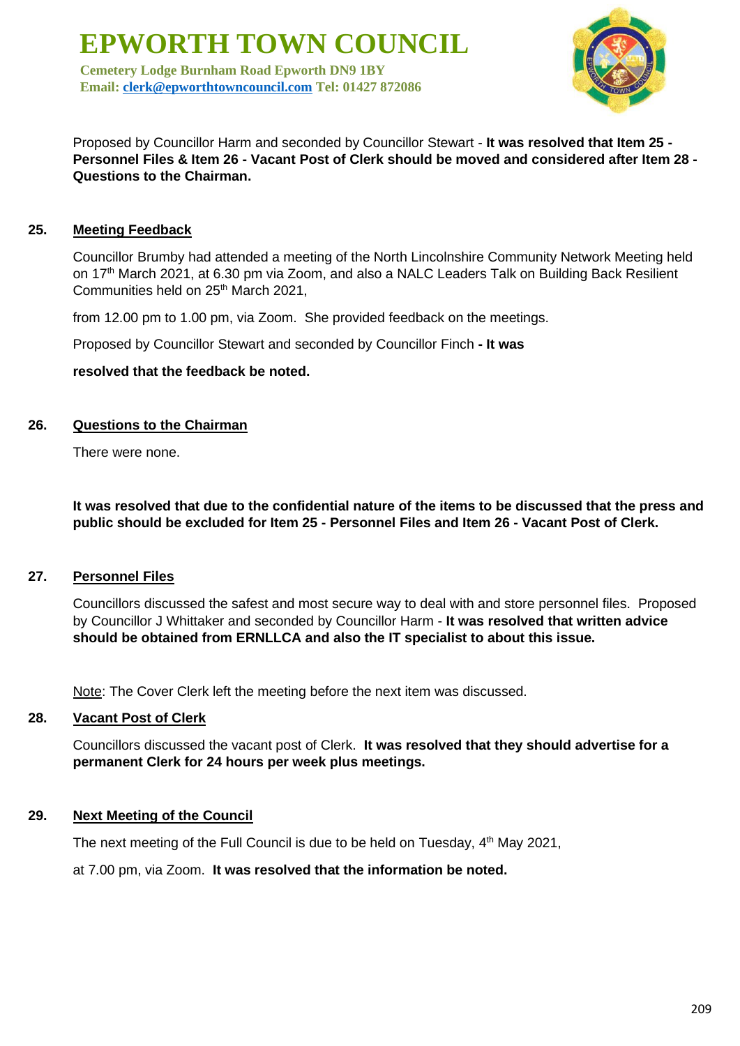Proposed by Councillor Harm and seconded by Councillor Stewart - **It was resolved that Item 25 - Personnel Files & Item 26 - Vacant Post of Clerk should be moved and considered after Item 28 - Questions to the Chairman.**

## 25. Meeting Feedback

Councillor Brumby had attended a meeting of the North Lincolnshire Community Network Meeting held on 17th March 2021, at 6.30 pm via Zoom, and also a NALC Leaders Talk on Building Back Resilient Communities held on 25th March 2021,

from 12.00 pm to 1.00 pm, via Zoom. She provided feedback on the meetings.

Proposed by Councillor Stewart and seconded by Councillor Finch **- It was**

**resolved that the feedback be noted.**

## 26. Questions to the Chairman

There were none.

**It was resolved that due to the confidential nature of the items to be discussed that the press and public should be excluded for Item 25 - Personnel Files and Item 26 - Vacant Post of Clerk.**

## 27. Personnel Files

Councillors discussed the safest and most secure way to deal with and store personnel files. Proposed by Councillor J Whittaker and seconded by Councillor Harm - **It was resolved that written advice should be obtained from ERNLLCA and also the IT specialist to about this issue.**

Note: The Cover Clerk left the meeting before the next item was discussed.

## 28. Vacant Post of Clerk

Councillors discussed the vacant post of Clerk. **It was resolved that they should advertise for a permanent Clerk for 24 hours per week plus meetings.**

## 29. Next Meeting of the Council

The next meeting of the Full Council is due to be held on Tuesday, 4th May 2021,

at 7.00 pm, via Zoom. **It was resolved that the information be noted.**